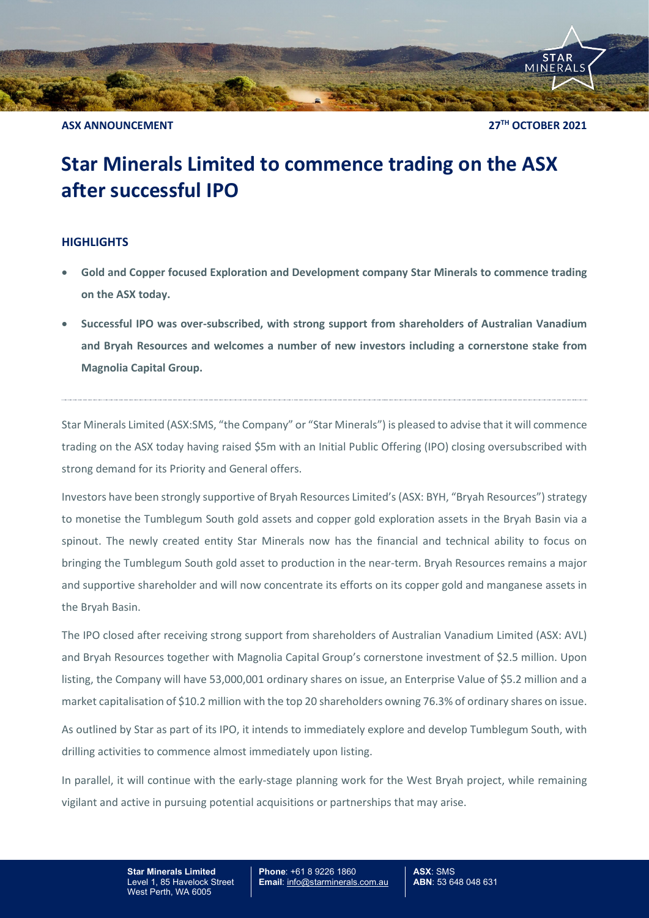**ASX ANNOUNCEMENT** **27TH OCTOBER 2021**

# Star Minerals Limited to commence trading on the ASX after successful IPO

## HIGHLIGHTS

- **Gold and Copper focused Exploration and Development company Star Minerals to commence trading on the ASX today.**
- **Successful IPO was over-subscribed, with strong support from shareholders of Australian Vanadium and Bryah Resources and welcomes a number of new investors including a cornerstone stake from Magnolia Capital Group.**

---

Star Minerals Limited (ASX:SMS, "the Company" or "Star Minerals") is pleased to advise that it will commence trading on the ASX today having raised $5m with an Initial Public Offering (IPO) closing oversubscribed with strong demand for its Priority and General offers.

Investors have been strongly supportive of Bryah Resources Limited's (ASX: BYH, "Bryah Resources") strategy to monetise the Tumblegum South gold assets and copper gold exploration assets in the Bryah Basin via a spinout. The newly created entity Star Minerals now has the financial and technical ability to focus on bringing the Tumblegum South gold asset to production in the near-term. Bryah Resources remains a major and supportive shareholder and will now concentrate its efforts on its copper gold and manganese assets in the Bryah Basin.

The IPO closed after receiving strong support from shareholders of Australian Vanadium Limited (ASX: AVL) and Bryah Resources together with Magnolia Capital Group's cornerstone investment of $2.5 million. Upon listing, the Company will have 53,000,001 ordinary shares on issue, an Enterprise Value of $5.2 million and a market capitalisation of $10.2 million with the top 20 shareholders owning 76.3% of ordinary shares on issue.

As outlined by Star as part of its IPO, it intends to immediately explore and develop Tumblegum South, with drilling activities to commence almost immediately upon listing.

In parallel, it will continue with the early-stage planning work for the West Bryah project, while remaining vigilant and active in pursuing potential acquisitions or partnerships that may arise.

**Star Minerals Limited**
Level 1, 85 Havelock Street
West Perth, WA 6005

**Phone**: +61 8 9226 1860
**Email**: info@starminerals.com.au

**ASX**: SMS
**ABN**: 53 648 048 631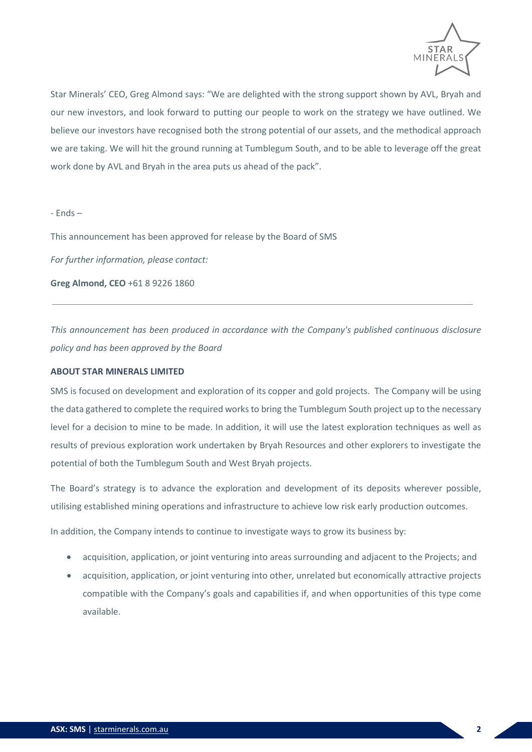Star Minerals' CEO, Greg Almond says: "We are delighted with the strong support shown by AVL, Bryah and our new investors, and look forward to putting our people to work on the strategy we have outlined. We believe our investors have recognised both the strong potential of our assets, and the methodical approach we are taking. We will hit the ground running at Tumblegum South, and to be able to leverage off the great work done by AVL and Bryah in the area puts us ahead of the pack".

- Ends –

This announcement has been approved for release by the Board of SMS

*For further information, please contact:*

**Greg Almond, CEO** +61 8 9226 1860

---

*This announcement has been produced in accordance with the Company's published continuous disclosure policy and has been approved by the Board*

**ABOUT STAR MINERALS LIMITED**

SMS is focused on development and exploration of its copper and gold projects. The Company will be using the data gathered to complete the required works to bring the Tumblegum South project up to the necessary level for a decision to mine to be made. In addition, it will use the latest exploration techniques as well as results of previous exploration work undertaken by Bryah Resources and other explorers to investigate the potential of both the Tumblegum South and West Bryah projects.

The Board's strategy is to advance the exploration and development of its deposits wherever possible, utilising established mining operations and infrastructure to achieve low risk early production outcomes.

In addition, the Company intends to continue to investigate ways to grow its business by:

- acquisition, application, or joint venturing into areas surrounding and adjacent to the Projects; and
- acquisition, application, or joint venturing into other, unrelated but economically attractive projects compatible with the Company's goals and capabilities if, and when opportunities of this type come available.